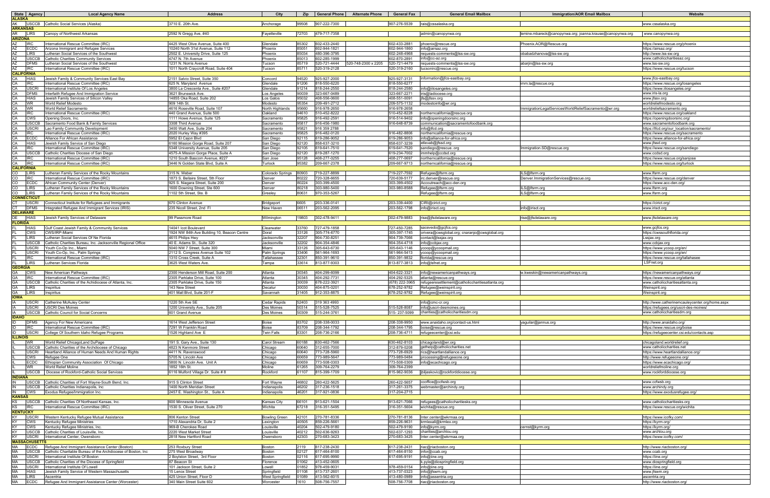| State | Agency | Local Agency Name | Address | City | Zip | General Phone | Alternate Phone | General Fax | General Email Mailbox | Immigration/AOR Email Mailbox | Website |
|---|---|---|---|---|---|---|---|---|---|---|---|
| ALASKA | | | | | | | | | | | |
| AK | USCCB | Catholic Social Services (Alaska) | 3710 E. 20th Ave. | Anchorage | 99508 | 907-222-7300 | | 907-276-5539 | rais@cssalaska.org | | www.cssalaska.org |
| ARKANSAS | | | | | | | | | | | |
| AR | LIRS | Canopy of Northwest Arkansas | 2592 N Gregg Ave, #40 | Fayetteville | 72703 | 479-717-7358 | | | admin@canopynwa.org | lemine.mbareck@canopynwa.org; joanna.krause@canopynwa.org | www.canopynwa.org |
| ARIZONA | | | | | | | | | | | |
| AZ | IRC | International Rescue Committee (IRC) | 4425 West Olive Avenue, Suite 400 | Glendale | 85302 | 602-433-2440 | | 602-433-2881 | phoenix@rescue.org | Phoenix.AOR@Rescue.org | https://www.rescue.org/phoenix |
| AZ | ECDC | Arizona Immigrant and Refugee Services | 10240 North 31st Avenue, Suite 112 | Phoenix | 85051 | 602-944-1821 | | 602-944-1860 | info@airsaz.org | | https://airsaz.org/ |
| AZ | LIRS | Lutheran Social Services of the Southwest | 2502 E. University Drive, Suite 125 | Phoenix | 85034 | 480-396-3795 | | 602-248-4968 | requests-comments@lss-sw.org | obabadzhanova@lss-sw.org | http://www.lss-sw.org |
| AZ | USCCB | Catholic Charities Community Services | 4747 N. 7th Avenue | Phoenix | 85013 | 602-285-1999 | | 602-870-2891 | info@cc-az.org | | www.catholiccharitiesaz.org |
| AZ | DFMS | Lutheran Social Services of the Southwest | 1231 N. Norris Avenue | Tucson | 85719 | 520-721-4444 | 520-748-2300 x 2205 | 520-721-4479 | requests-comments@lss-sw.org | abarjin@lss-sw.org | www.lss-sw.org |
| AZ | IRC | International Rescue Committee (IRC) | 1011 North Craycroft Road, Suite 404 | Tucson | 85711 | 520-319-2128 | | 520-319-2160 | tucsonirc@rescue.org | | https://www.rescue.org/tucson |
| CALIFORNIA | | | | | | | | | | | |
| CA | HIAS | Jewish Family & Community Services East Bay | 2151 Salvio Street, Suite 350 | Concord | 94520 | 925-927-2000 | | 925-927-3131 | information@jfcs-eastbay.org | | www.jfcs-eastbay.org |
| CA | IRC | International Rescue Committee (IRC) | 625 N. Maryland Avenue | Glendale | 91206 | 818-550-6220 | | 818-550-6277 | | imm.la@rescue.org | https://www.rescue.org/losangeles |
| CA | USCRI | International Institute Of Los Angeles | 3800 La Crescenta Ave., Suite #207 | Glendale | 91214 | 818-244-2550 | | 818-244-2580 | info@iilosangeles.org | | https://www.iilosangeles.org/ |
| CA | DFMS | Interfaith Refugee And Immigration Service | 3621 Brunswick Ave. | Los Angeles | 90039 | 323-667-0489 | | 323-667-2271 | iris@ladiocese.org | | www.iris-la.org |
| CA | HIAS | Jewish Family Services of Silicon Valley | 14855 Oka Road, Suite 202 | Los Gatos | 95032 | 408-556-0600 | | 408-551-0091 | jfs@jfssv.org | | www.jfssv.org |
| CA | WR | World Relief Modesto | 909 14th St. | Modesto | 95354 | 209-491-2712 | | 209-575-1132 | modestoinfo@wr.org | | worldreliefmodesto.org |
| CA | WR | World Relief Sacramento | 4616 Roseville Road, Suite 107 | North Highlands | 95660 | 916-978-2650 | | 916-978-2658 | | ImmigrationLegalServicesWorldReliefSacramento@wr.org | worldreliefsacramento.org |
| CA | IRC | International Rescue Committee (IRC) | 440 Grand Avenue, Suite 500 | Oakland | 94610 | 510-452-8222 | | 510-452-8228 | northerncalifornia@rescue.org | | https://www.rescue.org/oakland |
| CA | CWS | Opening Doors, Inc. | 1111 Howe Avenue, Suite 125 | Sacramento | 95825 | 916-492-2591 | | 916-514-9402 | info@openingdoorsinc.org | | https://openingdoorsinc.org/ |
| CA | USCCB | Sacramento Food Bank & Family Services | 3308 Third Avenue | Sacramento | 95817 | 916-456-1980 | | 916-648-8739 | communication@sacramentofoodbank.org | | www.sacramentofoodbank.org |
| CA | USCRI | Lao Family Community Development | 3400 Watt Ave, Suite 204 | Sacramento | 95821 | 916-359-2788 | | | info@lfcd.org | | https://lfcd.org/our_location/sacramento/ |
| CA | IRC | International Rescue Committee (IRC) | 2020 Hurley Way #395 | Sacramento | 95825 | 916-482-0120 | | 916-482-8806 | northerncalifornia@rescue.org | | https://www.rescue.org/sacramento |
| CA | ECDC | Alliance For African Assistance | 5952 El Cajon Blvd | San Diego | 92115 | 619-286-9052 | | 619-286-9053 | info@alliance-for-africa.org | | https://www.alliance-for-africa.org/ |
| CA | HIAS | Jewish Family Service of San Diego | 6160 Mission Gorge Road, Suite 207 | San Diego | 92120 | 858-637-3210 | | 858-637-3239 | ellevab@jfssd.org | | www.jfssd.org |
| CA | IRC | International Rescue Committee (IRC) | 5348 University Avenue, Suite 205 | San Diego | 92105 | 619-641-7510 | | 619-641-7520 | sandiego@rescue..org | Immigration.SD@rescue.org | https://www.rescue.org/sandiego |
| CA | USCCB | Catholic Charities Diocese of San Diego | 4575-A Mission Gorge Place, Suite A | San Diego | 92120 | 619-287-1270 | | 619-234-7002 | immhelp@ccdsd.org | | www.ccdsd.org |
| CA | IRC | International Rescue Committee (IRC) | 1210 South Bascom Avenue, #227 | San Jose | 95128 | 408-277-0255 | | 408-277-0697 | northerncalifornia@rescue.org | | https://www.rescue.org/sanjose |
| CA | IRC | International Rescue Committee (IRC) | 3446 N Golden State Blvd, Suite A | Turlock | 95382 | 209-667-2378 | | 209-667-9713 | northerncalifornia@rescue.org | | https://www.rescue.org/turlock |
| CALIFORNIA | | | | | | | | | | | |
| CO | LIRS | Lutheran Family Services of the Rocky Mountains | 315 N. Weber | Colorado Springs | 80903 | 719-227-8899 | | 719-227-7592 | Refugee@lfsrm.org | ILS@lfsrm.org | www.lfsrm.org |
| CO | IRC | International Rescue Committee (IRC) | 1873 S. Bellaire Street, 5th Floor | Denver | 80222 | 720-328-6655 | | 720-639-5177 | irc.denver@rescue.org | Denver.ImmigrationServices@rescue.org | https://www.rescue.org/denver |
| CO | ECDC | African Community Center (Denver) | 925 S. Niagara Street, Suite 200 | Denver | 80224 | 303-399-4500 | | 303-399-4502 | Accoutreach@acc-den.org | | https://www.acc-den.org/ |
| CO | LIRS | Lutheran Family Services of the Rocky Mountains | 1600 Downing Street, Ste 600 | Denver | 80218 | 303-980-5400 | | 303-980-8588 | Refugee@lfsrm.org | ILS@lfsrm.org | www.lfsrm.org |
| CO | LIRS | Lutheran Family Services of the Rocky Mountains | 1102 5th Street, Ste. B | Greeley | 80631 | 970-353-5267 | | | Refugee@lfsrm.org | ILS@lfsrm.org | www.lfsrm.org |
| CONNECTICUT | | | | | | | | | | | |
| CT | USCRI | Connecticut Institute for Refugees and Immigrants | 670 Clinton Avenue | Bridgeport | 6605 | 203-336-0141 | | 203-339-4400 | CIRI@cirict.org | | https://cirict.org/ |
| CT | DFMS | Integrated Refugee And Immigrant Services (IRIS) | 235 Nicoll Street, 2nd Fl | New Haven | 06511 | 203-562-2095 | | 203-562-1798 | info@irisct.org | info@irisct.org | www.irisct.org |
| DELAWARE | | | | | | | | | | | |
| DE | HIAS | Jewish Family Services of Delaware | 99 Passmore Road | Wilmington | 19803 | 302-478-9411 | | 302-479-9883 | rise@jfsdelaware.org | rise@jfsdelaware.org | www.jfsdelaware.org |
| FLORIDA | | | | | | | | | | | |
| FL | HIAS | Gulf Coast Jewish Family & Community Services | 14041 Icot Boulevard | Clearwater | 33760 | 727-479-1858 | | 727-450-7285 | sacevedo@gcjfcs.org | | www.gcjfcs.org |
| FL | CWS | CWS/IRP-Miami | 1924 NW 84th Ave Building 10, Beacon Centre | Doral | 33126 | 305-774-6770 | | 305-397-1745 | orivera@cwsglobal.org; cnaranjo@cwsglobal.org | | https://cwssouthflorida.org/ |
| FL | LIRS | Lutheran Social Services Of Ne Florida | 4615 Philips Hwy | Jacksonville | 32207 | 904-730-8251 | | 904-739-7066 | contact@lssjax.org | | Lssjax.org |
| FL | USCCB | Catholic Charities Bureau, Inc. Jacksonville Regional Office | 40 E. Adams St., Suite 320 | Jacksonville | 32202 | 904-354-4846 | | 904-354-4718 | info@ccbjax.org | | www.ccbjax.org |
| FL | USCRI | Youth Co-Op Inc., Miami | 5040 NW 7 Street, Suite 300 | Miami | 33126 | 305-643-6730 | | 305-643-1146 | ycoop@ycoopmail.org | | https://www.ycoop.org/en/ |
| FL | USCRI | Youth Co-Op, Inc., Palm Springs | 2112 S. Congress Avenue Suite 102 | Palm Springs | 33406 | 561-964-1693 | | 561-964-5413 | ycoop@ycoopmail.org | | https://www.ycoop.org/en/ |
| FL | IRC | International Rescue Committee (IRC) | 1310 Cross Creek, Suite A | Tallahassee | 32301 | 850-391-9610 | | 850-391-9832 | florida@rescue.org | | https://www.rescue.org/tallahasee |
| FL | LIRS | Lutheran Services Florida | 3625 West Waters Ave. | Tampa | 33614 | 813-877-9303 | | 813-877-3813 | info@lsfnet.org | | LSFnet.org |
| GEORGIA | | | | | | | | | | | |
| GA | CWS | New American Pathways | 2300 Henderson Mill Road, Suite 200 | Atlanta | 30345 | 404-299-6099 | | 404-622-3321 | info@newamericanpathways.org | w.kweskin@newamericanpathways.org | https://newamericanpathways.org/ |
| GA | IRC | International Rescue Committee (IRC) | 2305 Parklake Drive, Suite 100 | Atlanta | 30345 | 404-292-7731 | | 404-292-5325 | atlanta@rescue.org | | https://www.rescue.org/atlanta |
| GA | USCCB | Catholic Charities of the Achidiocese of Atlanta, Inc. | 2305 Parklake Drive, Suite 150 | Atlanta | 30039 | 678-222-3921 | | (678) 222-3965 | refugeeresettlement@catholiccharitiesatlanta.org | | www.catholiccharitiesatlanta.org |
| GA | LIRS | Inspiritus | 143 New Street | Decatur | 30030 | 404-875-0201 | | 678-252-9782 | Refugee@weinspirit.org | | Weinspirit.org |
| GA | LIRS | Inspiritus | 401 Mall Blvd, Suite 201-F | Savannah | 31405 | 912-353-8875 | | 678-252-9782 | Refugee@weinspirit.org | | Weinspirit.org |
| IOWA | | | | | | | | | | | |
| IA | USCRI | Catherine McAuley Center | 1220 5th Ave SE | Cedar Rapids | 52403 | 319 363 4993 | | | info@cmc-cr.org | | http://www.catherinemcauleycenter.org/home.aspx |
| IA | USCRI | USCRI Des Moines | 1200 University Ave., Suite 205 | Des Moines | 50314 | 515-528-7525 | | 515-528-8087 | info@uscri-desmoines.org | | https://refugees.org/uscri-des-moines/ |
| IA | USCCB | Catholic Council for Social Concerns | 601 Grand Avenue | Des Moines | 50309 | 515-244-3761 | | 515- 237-5099 | charities@catholiccharitiesdm.org | | www.catholiccharitiesdm.org |
| IDAHO | | | | | | | | | | | |
| ID | DFMS | Agency For New Americans | 1614 West Jefferson Street | Boise | 83702 | 208-338-0033 | | 208-338-9950 | www.anaidaho.org/contact-us.html | yaguilar@jannus.org | http://www.anaidaho.org/ |
| ID | IRC | International Rescue Committee (IRC) | 7291 W Franklin Road | Boise | 83709 | 208-344-1792 | | 208-344-1795 | boise@rescue.org | | https://www.rescue.org/boise |
| ID | USCRI | College Of Southern Idaho Refugee Programs | 1526 Highland Ave. E | Twin Falls | 83301 | 208-736-2166 | | 208-736-4711 | refugeecenter@csi.edu | | https://refugeecenter.csi.edu/contacts.asp |
| ILLINOIS | | | | | | | | | | | |
| IL | WR | World Relief ChicagoLand DuPage | 191 S. Gary Ave., Suite 130 | Carol Stream | 60188 | 630-462-7566 | | 630-462-8103 | chicagoland@wr.org | | chicagoland.worldrelief.org |
| IL | USCCB | Catholic Charities of the Archdiocese of Chicago | 4823 N Kenmore Street | Chicago | 60640 | 312-655-7000 | | 312-879-0208 | gethelp@catholiccharities.net | | www.catholiccharities.net |
| IL | USCRI | Heartland Alliance of Human Needs And Human Rights | 4411 N. Ravenswood | Chicago | 60640 | 773-728-5960 | | 773-728-6929 | rics@heartlandalliance.org | | https://www.heartlandalliance.org/ |
| IL | CWS | Refugee One | 5705 N. Lincoln Ave | Chicago | 60659 | 773-989-5647 | | 773-989-0484 | processing@refugeeone.org | | http://www.refugeeone.org/ |
| IL | ECDC | Ethiopian Community Association Of Chicago | 5800 N. Lincoln Ave. Unit A | Chicago | 60659 | 773-508-0303 | | 773-508-0309 | info@ecachicago.org | | https://www.ecachicago.org/ |
| IL | WR | World Relief Moline | 1852 16th St. | Moline | 61265 | 309-764-2279 | | 309-764-2399 | | | worldreliefmoline.org |
| IL | USCCB | Diocese of Rockford-Catholic Social Services | 6116 Mulford Village Dr. Suite # 8 | Rockford | 61107 | 815-399-1709 | | 815-962-9036 | jbiljeskovic@rockforddiocese.org | | www.rockforddiocese.org |
| INDIANA | | | | | | | | | | | |
| IN | USCCB | Catholic Charities of Fort Wayne-South Bend, Inc. | 915 S Clinton Street | Fort Wayne | 46802 | 260-422-5625 | | 260-422-5657 | ccoffice@ccfwsb.org | | www.ccfwsb.org |
| IN | USCCB | Catholic Charities Indianapolis, Inc | 1400 North Meridian Street | Indianapolis | 46202 | 317-236-1518 | | 317-261-3375 | webmaster@archindy.org | | www.archindy.org |
| IN | CWS | Exodus Refugee/Immigration Inc. | 2457 E. Washington St., Suite A | Indianapolis | 46201 | 317-921-0836 | | 317-204-2715 | | | https://www.exodusrefugee.org/ |
| KANSAS | | | | | | | | | | | |
| KS | USCCB | Catholic Charities Of Northeast Kansas, Inc. | 600 Minnesota Avenue | Kansas City | 66101 | 913-621-1504 | | 913-621-7066 | refugees@catholiccharitiesks.org | | www.catholiccharitiesks.org |
| KS | IRC | International Rescue Committee (IRC) | 1530 S. Oliver Street, Suite 270 | Wichita | 67218 | 316-351-5495 | | 316-351-5604 | wichita@rescue.org | | https://www.rescue.org/wichita |
| KENTUCKY | | | | | | | | | | | |
| KY | USCRI | Western Kentucky Refugee Mutual Assistance | 806 Kenton Street | Bowling Green | 42101 | 270-781-8336 | | 270-781-8136 | Inter.center@wkrmaa.org | | https://www.icofky.com/ |
| KY | CWS | Kentucky Refugee Ministries | 1710 Alexandria Dr, Suite 2 | Lexington | 40505 | 859-226-5661 | | 859-226-9631 | krmlexall@krmlex.org | | https://kyrm.org/ |
| KY | CWS | Kentucky Refugee Ministries, Inc. | 969-B Cherokee Road | Louisville | 40204 | 502-479-9180 | | 502-479-9190 | info@kyrm.org | cernst@kyrm.org | https://kyrm.org/ |
| KY | USCCB | Catholic Charities of Louisville, Inc. | 2220 West Market Street | Louisville | 40212 | 502-636-9263 | | 502-637-1293 | charities@archlou.org | | www.archlou.org |
| KY | USCRI | International Center, Owensboro | 2818 New Hartford Road | Owensboro | 42303 | 270-683-3423 | | 270-683-3425 | Inter.center@wkrmaa.org | | https://www.icofky.com/ |
| MASSACHUSETTS | | | | | | | | | | | |
| MA | ECDC | Refugee And Immigrant Assistance Center (Boston) | 253 Roxbury Street | Boston | 2119 | 617-238-2430 | | 617-238-2431 | riac@riacboston.org | | http://www.riacboston.org/ |
| MA | USCCB | Catholic Charitable Bureau of the Archdiocese of Boston, Inc | 275 West Broadway | Boston | 02127 | 617-464-8100 | | 617-464-8150 | infor@ccab.org | | www.ccab.org |
| MA | USCRI | International Institute Of Boston | 2 Boylston Street, 3rd Floor | Boston | 02116 | 617-695-9990 | | 617-695-9191 | info@iine.org | | https://iine.org/ |
| MA | USCCB | Catholic Charities of the Diocese of Springfield | 87 Beacon St | Florence | 01062 | 413-452-0605 | | | k.pyle@diospringfield.org | | www.diospringfield.org |
| MA | USCRI | International Institute Of Lowell | 101 Jackson Street, Suite 2 | Lowell | 01852 | 978-459-9031 | | 978-459-0154 | info@iine.org | | https://iine.org/ |
| MA | HIAS | Jewish Family Service of Western Massachusetts | 15 Lenox Street | Springfield | 01108 | 413-737-2601 | | 413-737-0323 | info@jfswm.org | | www.jfswm.org |
| MA | LIRS | Ascentria | 425 Union Street, Floor D | West Springfield | 01089 | 413-562-6015 | | 413-480-0989 | info@assentria.org | | ascentria.org |
| MA | ECDC | Refugee And Immigrant Assistance Center (Worcester) | 340 Main Street Suite 602 | Worcester | 1610 | 508-756-7557 | | 508-756-7708 | riac@riacboston.org | | http://www.riacboston.org/ |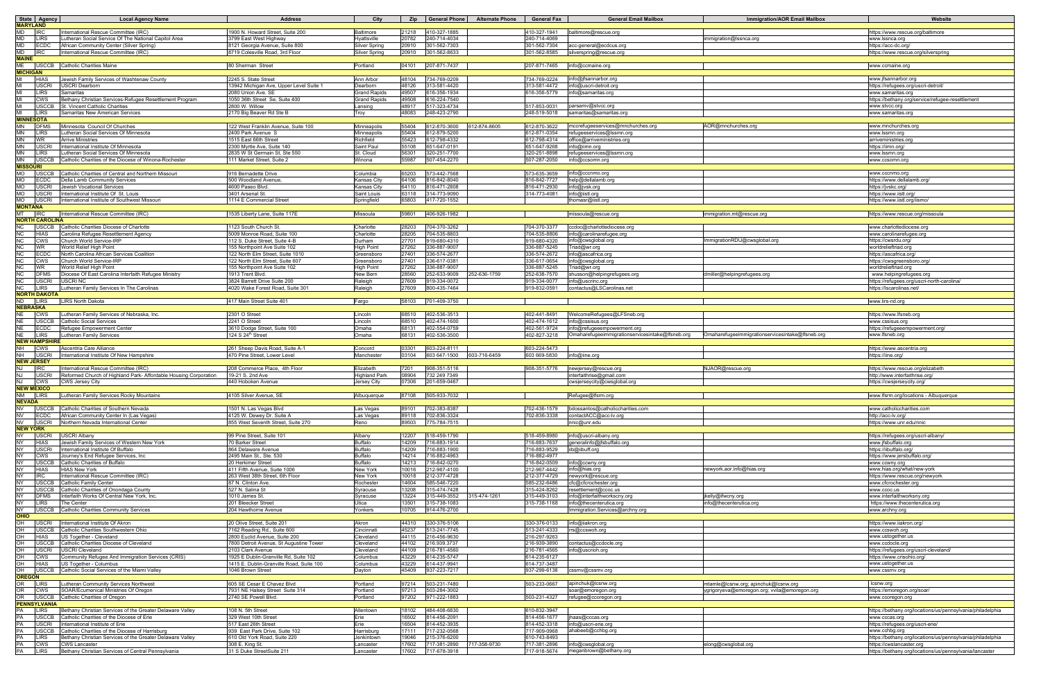| State | Agency | Local Agency Name | Address | City | Zip | General Phone | Alternate Phone | General Fax | General Email Mailbox | Immigration/AOR Email Mailbox | Website |
|---|---|---|---|---|---|---|---|---|---|---|---|
| **MARYLAND** | | | | | | | | | | | |
| MD | IRC | International Rescue Committee (IRC) | 1900 N. Howard Street, Suite 200 | Baltimore | 21218 | 410-327-1885 | | 410-327-1941 | baltimore@rescue.org | | https://www.rescue.org/baltimore |
| MD | LIRS | Lutheran Social Service Of The National Capitol Area | 3799 East West Highway | Hyattsville | 20782 | 240-714-4034 | | 240-714-4069 | | immigration@lssnca.org | www.lssnca.org |
| MD | ECDC | African Community Center (Silver Spring) | 8121 Georgia Avenue, Suite 800 | Silver Spring | 20910 | 301-562-7303 | | 301-562-7304 | acc-general@ecdcus.org | | https://acc-dc.org/ |
| MD | IRC | International Rescue Committee (IRC) | 8719 Colesville Road, 3rd Floor | Silver Spring | 20910 | 301-562-8633 | | 301-562-8585 | silverspring@rescue.org | | https://www.rescue.org/silverspring |
| **MAINE** | | | | | | | | | | | |
| ME | USCCB | Catholic Charities Maine | 80 Sherman Street | Portland | 04101 | 207-871-7437 | | 207-871-7465 | info@ccmaine.org | | www.ccmaine.org |
| **MICHIGAN** | | | | | | | | | | | |
| MI | HIAS | Jewish Family Services of Washtenaw County | 2245 S. State Street | Ann Arbor | 48104 | 734-769-0209 | | 734-769-0224 | info@jfsannarbor.org | | www.jfsannarbor.org |
| MI | USCRI | USCRI Dearborn | 13942 Michigan Ave, Upper Level Suite 1 | Dearborn | 48126 | 313-581-4420 | | 313-581-4472 | info@uscri-detroit.org | | https://refugees.org/uscri-detroit/ |
| MI | LIRS | Samaritas | 2080 Union Ave. SE | Grand Rapids | 49507 | 616-356-1934 | | 616-356-5779 | info@samaritas.org | | www.samaritas.org |
| MI | CWS | Bethany Christian Services-Refugee Resettlement Program | 1050 36th Street Se, Suite 400 | Grand Rapids | 49508 | 616-224-7540 | | | | | https://bethany.org/service/refugee-resettlement |
| MI | USCCB | St. Vincent Catholic Charities | 2800 W. Willow | Lansing | 48917 | 517-323-4734 | | 517-853-0031 | parsamv@stvcc.org | | www.stvcc.org |
| MI | LIRS | Samaritas New American Services | 2170 Big Beaver Rd Ste B | Troy | 48083 | 248-423-2790 | | 248-519-5018 | samaritas@samaritas.org | | www.samaritas.org |
| **MINNESOTA** | | | | | | | | | | | |
| MN | DFMS | Minnesota Council Of Churches | 122 West Franklin Avenue, Suite 100 | Minneapolis | 55404 | 612-870-3600 | 612-874-8605 | 612-870-3622 | mccrefugeeservices@mnchurches.org | AOR@mnchurches.org | www.mnchurches.org |
| MN | LIRS | Lutheran Social Services Of Minnesota | 2400 Park Avenue S | Minneapolis | 55404 | 612-879-5200 | | 612-871-0354 | refugeeservices@lssmn.org | | www.lssmn.org |
| MN | WR | Arrive Ministries | 1515 East 66th Street | Richfield | 55423 | 612-798-4332 | | 612-798-4314 | office@arriveministries.org | | arriveministries.org |
| MN | USCRI | International Institute Of Minnesota | 2300 Myrtle Ave, Suite 140 | Saint Paul | 55108 | 651-647-0191 | | 651-647-9268 | info@iimn.org | | https://iimn.org/ |
| MN | LIRS | Lutheran Social Services Of Minnesota | 2835 W St Germain St, Ste 550 | St. Cloud | 56301 | 320-251-7700 | | 320-251-8898 | refugeeservices@lssmn.org | | www.lssmn.org |
| MN | USCCB | Catholic Charities of the Diocese of Winona-Rochester | 111 Market Street, Suite 2 | Winona | 55987 | 507-454-2270 | | 507-287-2050 | info@ccsomn.org | | www.ccsomn.org |
| **MISSOURI** | | | | | | | | | | | |
| MO | USCCB | Catholic Charities of Central and Northern Missouri | 916 Bernadette Drive | Columbia | 65203 | 573-442-7568 | | 573-635-3659 | info@cccnmo.org | | www.cccnmo.org |
| MO | ECDC | Della Lamb Community Services | 500 Woodland Avenue, | Kansas City | 64106 | 816-842-8040 | | 816-842-7727 | help@dellalamb.org | | https://www.dellalamb.org/ |
| MO | USCRI | Jewish Vocational Services | 4600 Paseo Blvd. | Kansas City | 64110 | 816-471-2808 | | 816-471-2930 | info@jvsk.org | | https://jvskc.org/ |
| MO | USCRI | International Institute Of St. Louis | 3401 Arsenal St. | Saint Louis | 63118 | 314-773-9090 | | 314-773-4081 | info@iistl.org | | https://www.iistl.org/ |
| MO | USCRI | International Institute of Southwest Missouri | 1114 E Commercial Street | Springfield | 65803 | 417-720-1552 | | | thomasr@iistl.org | | https://www.iistl.org/iismo/ |
| **MONTANA** | | | | | | | | | | | |
| MT | IRC | International Rescue Committee (IRC) | 1535 Liberty Lane, Suite 117E | Missoula | 59801 | 406-926-1982 | | | missoula@rescue.org | immigration.mt@rescue.org | https://www.rescue.org/missoula |
| **NORTH CAROLINA** | | | | | | | | | | | |
| NC | USCCB | Catholic Charities Diocese of Charlotte | 1123 South Church St. | Charlotte | 28203 | 704-370-3262 | | 704-370-3377 | ccdoc@charlottediocese.org | | www.charlottediocese.org |
| NC | HIAS | Carolina Refugee Resettlement Agency | 5009 Monroe Road, Suite 100 | Charlotte | 28205 | 704-535-8803 | | 704-535-8806 | info@carolinarefugee.org | | www.carolinarefugee.org |
| NC | CWS | Church World Service-IRP | 112 S. Duke Street, Suite 4-B | Durham | 27701 | 919-680-4310 | | 919-680-4320 | info@cwsglobal.org | ImmigrationRDU@cwsglobal.org | https://cwsrdu.org/ |
| NC | WR | World Relief High Point | 155 Northpoint Ave Suite 102 | High Point | 27262 | 336-887-9007 | | 336-887-5245 | Triad@wr.org | | worldrelieftriad.org |
| NC | ECDC | North Carolina African Services Coalition | 122 North Elm Street, Suite 1010 | Greensboro | 27401 | 336-574-2677 | | 336-574-2672 | info@ascafrica.org | | https://ascafrica.org/ |
| NC | CWS | Church World Service-IRP | 122 North Elm Street, Suite 607 | Greensboro | 27401 | 336-617-0381 | | 336-617-0654 | info@cwsgreensboro.org | | https://cwsgreensboro.org/ |
| NC | WR | World Relief High Point | 155 Northpoint Ave Suite 102 | High Point | 27262 | 336-887-9007 | | 336-887-5245 | Triad@wr.org | | worldrelieftriad.org |
| NC | DFMS | Diocese Of East Carolina Interfaith Refugee Ministry | 1913 Trent Blvd. | New Bern | 28560 | 252-633-9009 | 252-636-1759 | 252-638-7570 | shusson@helpingrefugees.org | dmiller@helpingrefugees.org | www.helpingrefugees.org |
| NC | USCRI | USCRI NC | 3824 Barrett Drive Suite 200 | Raleigh | 27609 | 919-334-0072 | | 919-334-0077 | info@uscrinc.org | | https://refugees.org/uscri-north-carolina/ |
| NC | LIRS | Lutheran Family Services In The Carolinas | 4020 Wake Forest Road, Suite 301 | Raleigh | 27609 | 800-435-7464 | | 919-832-0591 | contactus@LSCarolinas.net | | https://lscarolinas.net/ |
| **NORTH DAKOTA** | | | | | | | | | | | |
| ND | LIRS | LIRS North Dakota | 417 Main Street Suite 401 | Fargo | 58103 | 701-409-3750 | | | | | www.lirs-nd.org |
| **NEBRASKA** | | | | | | | | | | | |
| NE | CWS | Lutheran Family Services of Nebraska, Inc. | 2301 O Street | Lincoln | 68510 | 402-536-3513 | | 402-441-8491 | WelcomeRefugees@LFSneb.org | | https://www.lfsneb.org |
| NE | USCCB | Catholic Social Services | 2241 O Street | Lincoln | 68510 | 402-474-1600 | | 402-474-1612 | info@cssisus.org | | www.cssisus.org |
| NE | ECDC | Refugee Empowerment Center | 3610 Dodge Street, Suite 100 | Omaha | 68131 | 402-554-0759 | | 402-561-9724 | info@refugeeempowerment.org | | https://refugeeempowerment.org/ |
| NE | LIRS | Lutheran Family Services | 124 S 24th Street | Omaha | 68131 | 402-536-3500 | | 402-827-3218 | Omaharefugeeimmigrationservicesintake@lfsneb.org | Omaharefugeeimmigrationservicesintake@lfsneb.org | www.lfsneb.org |
| **NEW HAMPSHIRE** | | | | | | | | | | | |
| NH | CWS | Ascentria Care Alliance | 261 Sheep Davis Road, Suite A-1 | Concord | 03301 | 603-224-8111 | | 603-224-5473 | | | https://www.ascentria.org |
| NH | USCRI | International Institute Of New Hampshire | 470 Pine Street, Lower Level | Manchester | 03104 | 603 647-1500 | 603-716-6459 | 603 669-5830 | info@iine.org | | https://iine.org/ |
| **NEW JERSEY** | | | | | | | | | | | |
| NJ | IRC | International Rescue Committee (IRC) | 208 Commerce Place, 4th Floor | Elizabeth | 7201 | 908-351-5116 | | 908-351-5776 | newjersey@rescue.org | NJAOR@rescue.org | https://www.rescue.org/elizabeth |
| NJ | USCRI | Reformed Church of Highland Park- Affordable Housing Corporation | 19-21 S. 2nd Ave | Highland Park | 08904 | 732 249 7349 | | | interfaithrise@gmail.com | | http://www.interfaithrise.org/ |
| NJ | CWS | CWS Jersey City | 440 Hoboken Avenue | Jersey City | 07306 | 201-659-0467 | | | cwsjerseycity@cwsglobal.org | | https://cwsjerseycity.org/ |
| **NEW MEXICO** | | | | | | | | | | | |
| NM | LIRS | Lutheran Family Services Rocky Mountains | 4105 Silver Avenue, SE | Albuquerque | 87108 | 505-933-7032 | | | Refugee@lfsrm.org | | www.lfsrm.org/locations - Albuquerque |
| **NEVADA** | | | | | | | | | | | |
| NV | USCCB | Catholic Charities of Southern Nevada | 1501 N. Las Vegas Blvd | Las Vegas | 89101 | 702-383-8387 | | 702-436-1579 | bdossantos@catholiccharities.com | | www.catholiccharities.com |
| NV | ECDC | African Community Center In (Las Vegas) | 4125 W. Dewey Dr. Suite A | Las Vegas | 89118 | 702-836-3324 | | 702-836-3338 | contactACC@acc-lv.org | | http://acc-lv.org/ |
| NV | USCRI | Northern Nevada International Center | 855 West Seventh Street, Suite 270 | Reno | 89503 | 775-784-7515 | | | nnic@unr.edu | | https://www.unr.edu/nnic |
| **NEW YORK** | | | | | | | | | | | |
| NY | USCRI | USCRI Albany | 99 Pine Street, Suite 101 | Albany | 12207 | 518-459-1790 | | 518-459-8980 | info@uscri-albany.org | | https://refugees.org/uscri-albany/ |
| NY | HIAS | Jewish Family Services of Western New York | 70 Barker Street | Buffalo | 14209 | 716-883-1914 | | 716-883-7637 | generalinfo@jfsbuffalo.org | | www.jfsbuffalo.org |
| NY | USCRI | International Institute Of Buffalo | 864 Delaware Avenue | Buffalo | 14209 | 716-883-1900 | | 716-883-9529 | iib@iibuff.org | | https://iibuffalo.org/ |
| NY | CWS | Journey's End Refugee Services, Inc | 2495 Main St., Ste. 530 | Buffalo | 14214 | 716-882-4963 | | 716-882-4977 | | | https://www.jersbuffalo.org/ |
| NY | USCCB | Catholic Charities of Buffalo | 20 Herkimer Street | Buffalo | 14213 | 716-842-0270 | | 716-842-0509 | info@ccwny.org | | www.ccwny.org |
| NY | HIAS | HIAS New York | 411 Fifth Avenue, Suite 1006 | New York | 10016 | 212-967-4100 | | 212-967-4442 | info@hias.org | newyork.aor.info@hias.org | www.hias.org/what/new-york |
| NY | IRC | International Rescue Committee (IRC) | 263 West 38th Street, 6th Floor | New York | 10018 | 212-377-4728 | | 212-377-4729 | newyork@rescue.org | | https://www.rescue.org/newyork |
| NY | USCCB | Catholic Family Center | 87 N. Clinton Ave. | Rochester | 14604 | 585-546-7220 | | 585-232-6486 | cfc@cfcrochester.org | | www.cfcrochester.org |
| NY | USCCB | Catholic Charities of Onondaga County | 527 N. Salina St | Syracuse | 13208 | 315-474-7428 | | 315-424-8262 | resettlement@ccoc.us | | www.ccoc.us |
| NY | DFMS | Interfaith Works Of Central New York, Inc. | 1010 James St. | Syracuse | 13224 | 315-449-3552 | 315-474-1261 | 315-449-3103 | info@interfaithworkscny.org | jkelly@ifwcny.org | www.interfaithworkscny.org |
| NY | LIRS | The Center | 201 Bleecker Street | Utica | 13501 | 315-738-1083 | | 315-738-1168 | info@thecenterutica.org | info@thecenterutica.org | https://www.thecenterutica.org |
| NY | USCCB | Catholic Charities Community Services | 204 Hawthorne Avenue | Yonkers | 10705 | 914-476-2700 | | | Immigration.Services@archny.org | | www.archny.org |
| **OHIO** | | | | | | | | | | | |
| OH | USCRI | International Institute Of Akron | 20 Olive Street, Suite 201 | Akron | 44310 | 330-376-5106 | | 330-376-0133 | info@iiakron.org | | https://www.iiakron.org/ |
| OH | USCCB | Catholic Charities Southwestern Ohio | 7162 Reading Rd., Suite 600 | Cincinnati | 45237 | 513-241-7745 | | 513-241-4333 | rrs@ccswoh.org | | www.ccswoh.org |
| OH | HIAS | US Together - Cleveland | 2800 Euclid Avenue, Suite 200 | Cleveland | 44115 | 216-456-9630 | | 216-297-9263 | | | www.ustogether.us |
| OH | USCCB | Catholic Charities Diocese of Cleveland | 7800 Detroit Avenue, St Augustine Tower | Cleveland | 44102 | 216.939.3737 | | 216-939-3890 | contactus@ccdocle.org | | www.ccdocle.org |
| OH | USCRI | USCRI Cleveland | 2103 Clark Avenue | Cleveland | 44109 | 216-781-4560 | | 216-781-4565 | info@uscrioh.org | | https://refugees.org/uscri-cleveland/ |
| OH | CWS | Community Refugee And Immigration Services (CRIS) | 1925 E Dublin-Granville Rd, Suite 102 | Columbus | 43229 | 614-235-5747 | | 614-235-6127 | | | https://www.crisohio.org/ |
| OH | HIAS | US Together - Columbus | 1415 E. Dublin-Granville Road, Suite 100 | Columbus | 43229 | 614-437-9941 | | 614-737-3487 | | | www.ustogether.us |
| OH | USCCB | Catholic Social Services of the Miami Valley | 1046 Brown Street | Dayton | 45409 | 937-223-7217 | | 937-299-6138 | cssmv@cssmv.org | | www.cssmv.org |
| **OREGON** | | | | | | | | | | | |
| OR | LIRS | Lutheran Community Services Northwest | 605 SE Cesar E Chavez Blvd | Portland | 97214 | 503-231-7480 | | 503-233-0667 | apinchuk@lcsnw.org | mtamle@lcsnw.org; apinchuk@lcsnw.org | lcsnw.org |
| OR | CWS | SOAR/Ecumenical Ministries Of Oregon | 7931 NE Halsey Street, Suite 314 | Portland | 97213 | 503-284-3002 | | | soar@emoregon.org | ygrigoryeva@emoregon.org; vvlia@emoregon.org | https://emoregon.org/soar/ |
| OR | USCCB | Catholic Charities of Oregon | 2740 SE Powell Blvd. | Portland | 97202 | 971-222-1883 | | 503-231-4327 | refugee@ccoregon.org | | www.ccoregon.org |
| **PENNSYLVANIA** | | | | | | | | | | | |
| PA | LIRS | Bethany Christian Services of the Greater Delaware Valley | 108 N. 5th Street | Allentown | 18102 | 484-408-6830 | | 610-832-3947 | | | https://bethany.org/locations/us/pennsylvania/philadelphia |
| PA | USCCB | Catholic Charities of the Diocese of Erie | 329 West 10th Street | Erie | 16502 | 814-456-2091 | | 814-456-1677 | jhaas@cccas.org | | www.cccas.org |
| PA | USCRI | International Institute of Erie | 517 East 26th Street | Erie | 16504 | 814-452-3935 | | 814-452-3318 | info@uscri-erie.org | | https://refugees.org/uscri-erie/ |
| PA | USCCB | Catholic Charities of the Diocese of Harrisburg | 939 East Park Drive, Suite 102 | Harrisburg | 17111 | 717-232-0568 | | 717-909-0968 | ahabeeb@cchbg.org | | www.cchbg.org |
| PA | LIRS | Bethany Christian Services of the Greater Delaware Valley | 610 Old York Road, Suite 220 | Jenkintown | 19046 | 215-376-6200 | | 610-743-8493 | | | https://bethany.org/locations/us/pennsylvania/philadelphia |
| PA | CWS | CWS Lancaster | 308 E. King St. | Lancaster | 17602 | 717-381-2890 | 717-358-9730 | 717-381-2896 | info@cwsglobal.org | along@cwsglobal.org | https://cwslancaster.org |
| PA | LIRS | Bethany Christian Services of Central Pennsylvania | 31 S Duke StreetSuite 211 | Lancaster | 17602 | 717-678-3918 | | 717-918-5674 | meganbrown@bethany.org | | https://bethany.org/locations/us/pennsylvania/lancaster |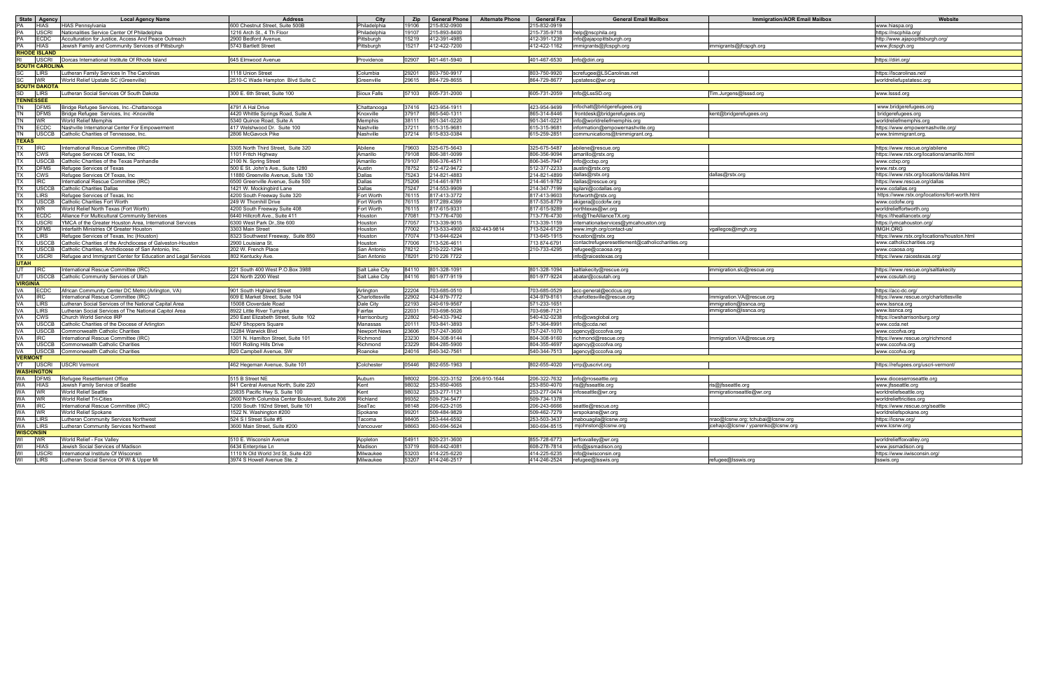| State | Agency | Local Agency Name | Address | City | Zip | General Phone | Alternate Phone | General Fax | General Email Mailbox | Immigration/AOR Email Mailbox | Website |
|---|---|---|---|---|---|---|---|---|---|---|---|
| PA | HIAS | HIAS Pennsylvania | 600 Chestnut Street, Suite 500B | Philadelphia | 19106 | 215-832-0900 | | 215-832-0919 | | | www.hiaspa.org |
| PA | USCRI | Nationalities Service Center Of Philadelphia | 1216 Arch St., 4 Th Floor | Philadelphia | 19107 | 215-893-8400 | | 215-735-9718 | help@nscphila.org | | https://nscphila.org/ |
| PA | ECDC | Acculturation for Justice, Access And Peace Outreach | 2900 Bedford Avenue, | Pittsburgh | 15219 | 412-391-4985 | | 412-391-1239 | info@ajapopittsburgh.org | | http://www.ajapopittsburgh.org/ |
| PA | HIAS | Jewish Family and Community Services of Pittsburgh | 5743 Bartlett Street | Pittsburgh | 15217 | 412-422-7200 | | 412-422-1162 | immigrants@jfcspgh.org | immigrants@jfcspgh.org | www.jfcspgh.org |
| RHODE ISLAND | | | | | | | | | | | |
| RI | USCRI | Dorcas International Institute Of Rhode Island | 645 Elmwood Avenue | Providence | 02907 | 401-461-5940 | | 401-467-6530 | info@diiri.org | | https://diiri.org/ |
| SOUTH CAROLINA | | | | | | | | | | | |
| SC | LIRS | Lutheran Family Services In The Carolinas | 1118 Union Street | Columbia | 29201 | 803-750-9917 | | 803-750-9920 | screfugee@LSCarolinas.net | | https://lscarolinas.net/ |
| SC | WR | World Relief Upstate SC (Greenville) | 2510-C Wade Hampton Blvd Suite C | Greenville | 29615 | 864-729-8655 | | 864-729-8677 | upstatesc@wr.org | | worldreliefupstatesc.org |
| SOUTH DAKOTA | | | | | | | | | | | |
| SD | LIRS | Lutheran Social Services Of South Dakota | 300 E. 6th Street, Suite 100 | Sioux Falls | 57103 | 605-731-2000 | | 605-731-2059 | info@LssSD.org | Tim.Jurgens@lssd.org | www.lsssd.org |
| TENNESSEE | | | | | | | | | | | |
| TN | DFMS | Bridge Refugee Services, Inc.-Chattanooga | 4791 A Hal Drive | Chattanooga | 37416 | 423-954-1911 | | 423-954-9499 | infochatt@bridgerefugees.org | | www.bridgerefugees.org |
| TN | DFMS | Bridge Refugee Services, Inc -Knoxville | 4420 Whittle Springs Road, Suite A | Knoxville | 37917 | 865-540-1311 | | 865-314-8446 | frontdesk@bridgerefugees.org | kent@bridgerefugees.org | bridgerefugees.org |
| TN | WR | World Relief Memphis | 5340 Quince Road, Suite A | Memphis | 38111 | 901-341-0220 | | 901-341-0221 | info@worldreliefmemphis.org | | worldreliefmemphis.org |
| TN | ECDC | Nashville International Center For Empowerment | 417 Welshwood Dr. Suite 100 | Nashville | 37211 | 615-315-9681 | | 615-315-9681 | information@empowernashville.org | | https://www.empowernashville.org/ |
| TN | USCCB | Catholic Charities of Tennessee, Inc. | 2806 McGavock Pike | Nashville | 37214 | 615-833-0384 | | 615-259-2851 | communications@tnimmigrant.org | | www.tnimmigrant.org. |
| TEXAS | | | | | | | | | | | |
| TX | IRC | International Rescue Committee (IRC) | 3305 North Third Street, Suite 320 | Abilene | 79603 | 325-675-5643 | | 325-675-5487 | abilene@rescue.org | | https://www.rescue.org/abilene |
| TX | CWS | Refugee Services Of Texas, Inc | 1101 Fritch Highway | Amarillo | 79108 | 806-381-0099 | | 806-356-9094 | amarillo@rstx.org | | https://www.rstx.org/locations/amarillo.html |
| TX | USCCB | Catholic Charities of the Texas Panhandle | 2100 N. Spring Street | Amarillo | 79107 | 806-376-4571 | | 806-345-7947 | info@cctxp.org | | www.cctxp.org |
| TX | DFMS | Refugee Services of Texas | 500 E St. John's Ave., Suite 1280 | Austin | 78752 | 512-472-9472 | | 512-377-2233 | austin@rstx.org | | www.rstx.org |
| TX | CWS | Refugee Services Of Texas, Inc | 11880 Greenville Avenue, Suite 130 | Dallas | 75243 | 214-821-4883 | | 214-821-4899 | dallas@rstx.org | dallas@rstx.org | https://www.rstx.org/locations/dallas.html |
| TX | IRC | International Rescue Committee (IRC) | 6500 Greenville Avenue, Suite 500 | Dallas | 75206 | 214-461-9781 | | 214-461-9782 | dallas@rescue.org | | https://www.rescue.org/dallas |
| TX | USCCB | Catholic Charities Dallas | 1421 W. Mockingbird Lane | Dallas | 75247 | 214-553-9909 | | 214-347-7199 | sgilani@ccdallas.org | | www.ccdallas.org |
| TX | LIRS | Refugee Services of Texas, Inc | 4200 South Freeway Suite 320 | Fort Worth | 76115 | 817-413-3772 | | 817-413-9603 | fortworth@rstx.org | | https://www.rstx.org/locations/fort-worth.html |
| TX | USCCB | Catholic Charities Fort Worth | 249 W Thornhill Drive | Fort Worth | 76115 | 817.289.4399 | | 817-535-8779 | akigera@ccdofw.org | | www.ccdofw.org |
| TX | WR | World Relief North Texas (Fort Worth) | 4200 South Freeway Suite 408 | Fort Worth | 76115 | 817-615-9331 | | 817-615-9289 | northtexas@wr.org | | worldreliefffortworth.org |
| TX | ECDC | Alliance For Multicultural Community Services | 6440 Hillcroft Ave., Suite 411 | Houston | 77081 | 713-776-4700 | | 713-776-4730 | info@TheAllianceTX.org | | https://thealliancetx.org/ |
| TX | USCRI | YMCA of the Greater Houston Area, International Services | 6300 West Park Dr.,Ste 600 | Houston | 77057 | 713-339-9015 | | 713-339-1159 | internationalservices@ymcahouston.org | | https://ymcahouston.org/ |
| TX | DFMS | Interfaith Ministries Of Greater Houston | 3303 Main Street | Houston | 77002 | 713-533-4900 | 832-443-9814 | 713-524-6129 | www.imgh.org/contact-us/ | vgallegos@imgh.org | IMGH.ORG |
| TX | LIRS | Refugee Services of Texas, Inc (Houston) | 8323 Southwest Freeway, Suite 850 | Houston | 77074 | 713-644-6224 | | 713-645-1915 | houston@rstx.org | | https://www.rstx.org/locations/houston.html |
| TX | USCCB | Catholic Charities of the Archdiocese of Galveston-Houston | 2900 Louisiana St. | Houston | 77006 | 713-526-4611 | | 713.874.6791 | contactrefugeeresettlement@catholiccharities.org | | www.catholiccharities.org |
| TX | USCCB | Catholic Charities, Archdiocese of San Antonio, Inc. | 202 W. French Place | San Antonio | 78212 | 210-222-1294 | | 210-733-4295 | refugee@ccaosa.org | | www.ccaosa.org |
| TX | USCRI | Refugee and Immigrant Center for Education and Legal Services | 802 Kentucky Ave. | San Antonio | 78201 | 210 226 7722 | | | info@raicestexas.org | | https://www.raicestexas.org/ |
| UTAH | | | | | | | | | | | |
| UT | IRC | International Rescue Committee (IRC) | 221 South 400 West P.O.Box 3988 | Salt Lake City | 84110 | 801-328-1091 | | 801-328-1094 | saltlakecity@rescue.org | immigration.slc@rescue.org | https://www.rescue.org/saltlakecity |
| UT | USCCB | Catholic Community Services of Utah | 224 North 2200 West | Salt Lake City | 84116 | 801-977-9119 | | 801-977-9224 | abatar@ccsutah.org | | www.ccsutah.org |
| VIRGINIA | | | | | | | | | | | |
| VA | ECDC | African Community Center DC Metro (Arlington, VA) | 901 South Highland Street | Arlington | 22204 | 703-685-0510 | | 703-685-0529 | acc-general@ecdcus.org | | https://acc-dc.org/ |
| VA | IRC | International Rescue Committee (IRC) | 609 E Market Street, Suite 104 | Charlottesville | 22902 | 434-979-7772 | | 434-979-8161 | charlottesville@rescue.org | Immigration.VA@rescue.org | https://www.rescue.org/charlottesville |
| VA | LIRS | Lutheran Social Services of the National Capital Area | 15008 Cloverdale Road | Dale City | 22193 | 240-619-9567 | | 571-233-1651 | | immigration@lssnca.org | www.lssnca.org |
| VA | LIRS | Lutheran Social Services of The National Capitol Area | 8922 Little River Turnpike | Fairfax | 22031 | 703-698-5026 | | 703-698-7121 | | immigration@lssnca.org | www.lssnca.org |
| VA | CWS | Church World Service IRP | 250 East Elizabeth Street, Suite 102 | Harrisonburg | 22802 | 540-433-7942 | | 540-432-0238 | info@cwsglobal.org | | https://cwsharrisonburg.org/ |
| VA | USCCB | Catholic Charities of the Diocese of Arlington | 8247 Shoppers Square | Manassas | 20111 | 703-841-3893 | | 571-364-8991 | info@ccda.net | | www.ccda.net |
| VA | USCCB | Commonwealth Catholic Charities | 12284 Warwick Blvd | Newport News | 23606 | 757-247-3600 | | 757-247-1070 | agency@cccofva.org | | www.cccofva.org |
| VA | IRC | International Rescue Committee (IRC) | 1301 N. Hamilton Street, Suite 101 | Richmond | 23230 | 804-308-9144 | | 804-308-9160 | richmond@rescue.org | Immigration.VA@rescue.org | https://www.rescue.org/richmond |
| VA | USCCB | Commonwealth Catholic Charities | 1601 Rolling Hills Drive | Richmond | 23229 | 804-285-5900 | | 804-355-4697 | agency@cccofva.org | | www.cccofva.org |
| VA | USCCB | Commonwealth Catholic Charities | 820 Campbell Avenue, SW | Roanoke | 24016 | 540-342-7561 | | 540-344-7513 | agency@cccofva.org | | www.cccofva.org |
| VERMONT | | | | | | | | | | | |
| VT | USCRI | USCRI Vermont | 462 Hegeman Avenue, Suite 101 | Colchester | 05446 | 802-655-1963 | | 802-655-4020 | vrrp@uscrivt.org | | https://refugees.org/uscri-vermont/ |
| WASHINGTON | | | | | | | | | | | |
| WA | DFMS | Refugee Resettlement Office | 515 B Street NE | Auburn | 98002 | 206-323-3152 | 206-910-1644 | 206-322-7632 | info@rroseattle.org | | www.dioceserroseattle.org |
| WA | HIAS | Jewish Family Service of Seattle | 841 Central Avenue North, Suite 220 | Kent | 98032 | 253-850-4065 | | 253-850-4070 | ris@jfsseattle.org | ris@jfsseattle.org | www.jfsseattle.org |
| WA | WR | World Relief Seattle | 23835 Pacific Hwy S, Suite 100 | Kent | 98032 | 253-277-1121 | | 253-277-0474 | infoseattle@wr.org | immigrationseattle@wr.org | worldreliefseattle.org |
| WA | WR | World Relief Tri-Cities | 2600 North Columbia Center Boulevard, Suite 206 | Richland | 99352 | 509-734-5477 | | 509-734-1378 | | | worldrelieftricities.org |
| WA | IRC | International Rescue Committee (IRC) | 1200 South 192nd Street, Suite 101 | SeaTac | 98148 | 206-623-2105 | | 206-243-6666 | seattle@rescue.org | | https://www.rescue.org/seattle |
| WA | WR | World Relief Spokane | 1522 N. Washington #200 | Spokane | 99201 | 509-484-9829 | | 509-462-7279 | wrspokane@wr.org | | worldreliefspokane.org |
| WA | LIRS | Lutheran Community Services Northwest | 524 S I Street Suite #5 | Tacoma | 98405 | 253-444-6592 | | 253-503-3437 | mabouaglia@lcsnw.org | nrao@lcsnw.org; tchubai@lcsnw.org | https://lcsnw.org/ |
| WA | LIRS | Lutheran Community Services Northwest | 3600 Main Street, Suite #200 | Vancouver | 98663 | 360-694-5624 | | 360-694-8515 | mjohnston@lcsnw.org | jcehajic@lcsnw / yparenko@lcsnw.org | www.lcsnw.org |
| WISCONSIN | | | | | | | | | | | |
| WI | WR | World Relief - Fox Valley | 510 E. Wisconsin Avenue | Appleton | 54911 | 920-231-3600 | | 855-728-6773 | wrfoxvalley@wr.org | | worldrelieffoxvalley.org |
| WI | HIAS | Jewish Social Services of Madison | 6434 Enterprise Ln | Madison | 53719 | 608-442-4081 | | 608-278-7814 | info@jssmadison.org | | www.jssmadison.org |
| WI | USCRI | International Institute Of Wisconsin | 1110 N Old World 3rd St, Suite 420 | Milwaukee | 53203 | 414-225-6220 | | 414-225-6235 | info@iiwisconsin.org | | https://www.iiwisconsin.org/ |
| WI | LIRS | Lutheran Social Service of WI & Upper MI | 3974 S Howell Avenue Ste. 2 | Milwaukee | 53207 | 414-246-2517 | | 414-246-2524 | refugee@lsswis.org | refugee@lsswis.org | lsswis.org |